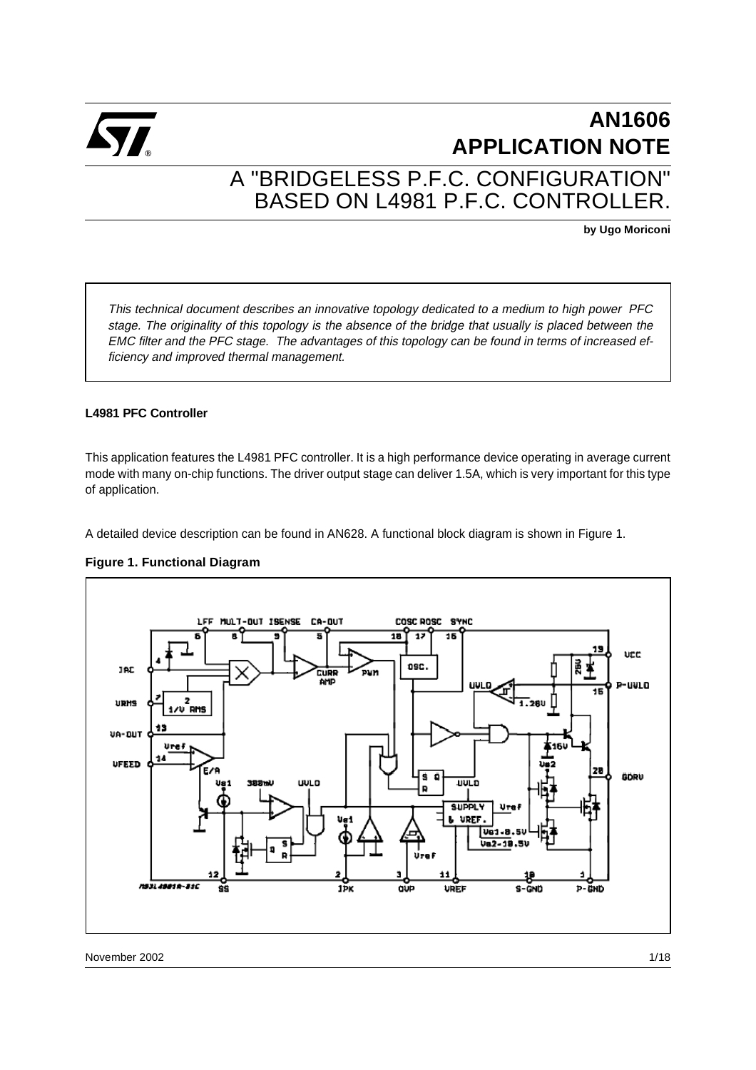# AN1606 APPLICATION NOTE

## A "BRIDGELESS P.F.C. CONFIGURATION" BASED ON L4981 P.F.C. CONTROLLER.

**by Ugo Moriconi**

*This technical document describes an innovative topology dedicated to a medium to high power PFC stage. The originality of this topology is the absence of the bridge that usually is placed between the EMC filter and the PFC stage. The advantages of this topology can be found in terms of increased efficiency and improved thermal management.*

### L4981 PFC Controller

This application features the L4981 PFC controller. It is a high performance device operating in average current mode with many on-chip functions. The driver output stage can deliver 1.5A, which is very important for this type of application.

A detailed device description can be found in AN628. A functional block diagram is shown in Figure 1.

**Figure 1. Functional Diagram**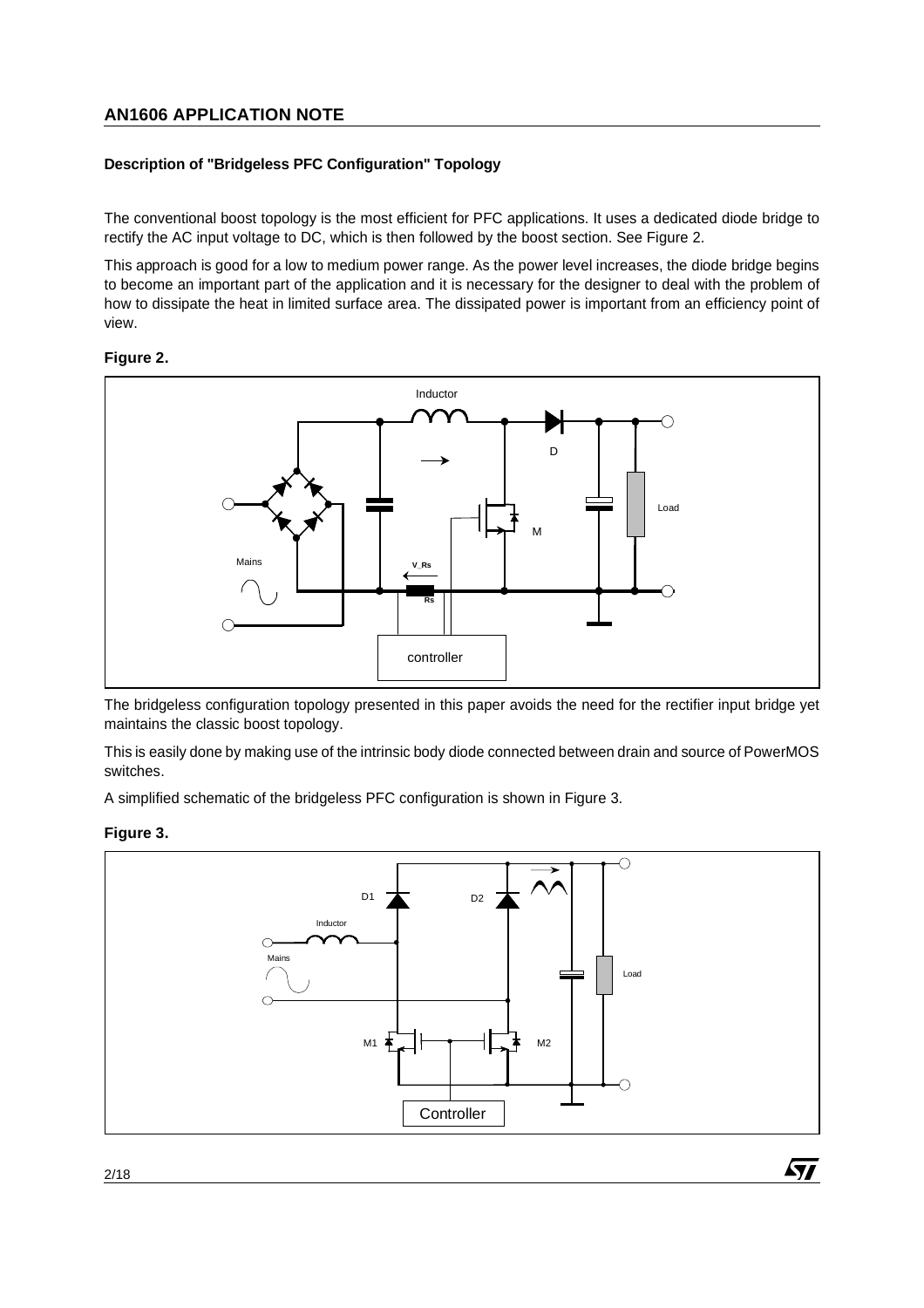## Description of "Bridgeless PFC Configuration" Topology

The conventional boost topology is the most efficient for PFC applications. It uses a dedicated diode bridge to rectify the AC input voltage to DC, which is then followed by the boost section. See Figure 2.

This approach is good for a low to medium power range. As the power level increases, the diode bridge begins to become an important part of the application and it is necessary for the designer to deal with the problem of how to dissipate the heat in limited surface area. The dissipated power is important from an efficiency point of view.

**Figure 2.**

The bridgeless configuration topology presented in this paper avoids the need for the rectifier input bridge yet maintains the classic boost topology.

This is easily done by making use of the intrinsic body diode connected between drain and source of PowerMOS switches.

A simplified schematic of the bridgeless PFC configuration is shown in Figure 3.

**Figure 3.**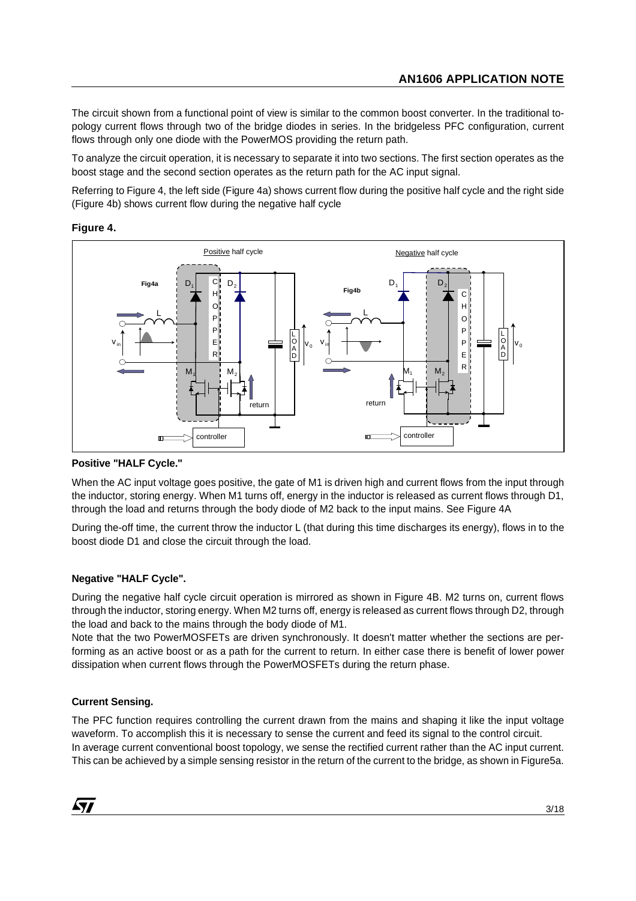The circuit shown from a functional point of view is similar to the common boost converter. In the traditional topology current flows through two of the bridge diodes in series. In the bridgeless PFC configuration, current flows through only one diode with the PowerMOS providing the return path.

To analyze the circuit operation, it is necessary to separate it into two sections. The first section operates as the boost stage and the second section operates as the return path for the AC input signal.

Referring to Figure 4, the left side (Figure 4a) shows current flow during the positive half cycle and the right side (Figure 4b) shows current flow during the negative half cycle

**Figure 4.**

**Positive "HALF Cycle."**

When the AC input voltage goes positive, the gate of M1 is driven high and current flows from the input through the inductor, storing energy. When M1 turns off, energy in the inductor is released as current flows through D1, through the load and returns through the body diode of M2 back to the input mains. See Figure 4A

During the-off time, the current throw the inductor L (that during this time discharges its energy), flows in to the boost diode D1 and close the circuit through the load.

**Negative "HALF Cycle".**

During the negative half cycle circuit operation is mirrored as shown in Figure 4B. M2 turns on, current flows through the inductor, storing energy. When M2 turns off, energy is released as current flows through D2, through the load and back to the mains through the body diode of M1.

Note that the two PowerMOSFETs are driven synchronously. It doesn't matter whether the sections are performing as an active boost or as a path for the current to return. In either case there is benefit of lower power dissipation when current flows through the PowerMOSFETs during the return phase.

**Current Sensing.**

The PFC function requires controlling the current drawn from the mains and shaping it like the input voltage waveform. To accomplish this it is necessary to sense the current and feed its signal to the control circuit.

In average current conventional boost topology, we sense the rectified current rather than the AC input current. This can be achieved by a simple sensing resistor in the return of the current to the bridge, as shown in Figure5a.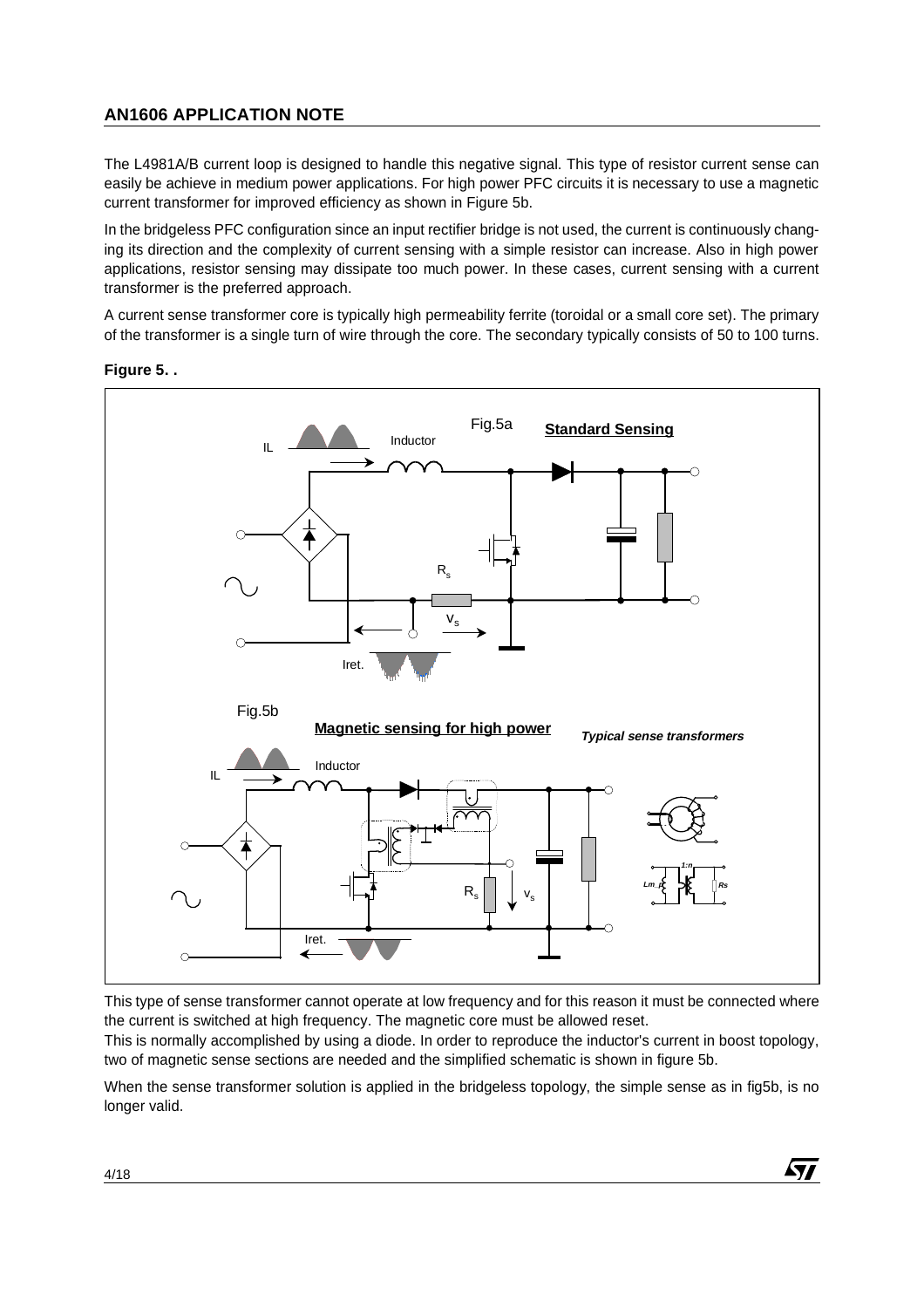The L4981A/B current loop is designed to handle this negative signal. This type of resistor current sense can easily be achieve in medium power applications. For high power PFC circuits it is necessary to use a magnetic current transformer for improved efficiency as shown in Figure 5b.

In the bridgeless PFC configuration since an input rectifier bridge is not used, the current is continuously changing its direction and the complexity of current sensing with a simple resistor can increase. Also in high power applications, resistor sensing may dissipate too much power. In these cases, current sensing with a current transformer is the preferred approach.

A current sense transformer core is typically high permeability ferrite (toroidal or a small core set). The primary of the transformer is a single turn of wire through the core. The secondary typically consists of 50 to 100 turns.

**Figure 5. .**

This type of sense transformer cannot operate at low frequency and for this reason it must be connected where the current is switched at high frequency. The magnetic core must be allowed reset.

This is normally accomplished by using a diode. In order to reproduce the inductor's current in boost topology, two of magnetic sense sections are needed and the simplified schematic is shown in figure 5b.

When the sense transformer solution is applied in the bridgeless topology, the simple sense as in fig5b, is no longer valid.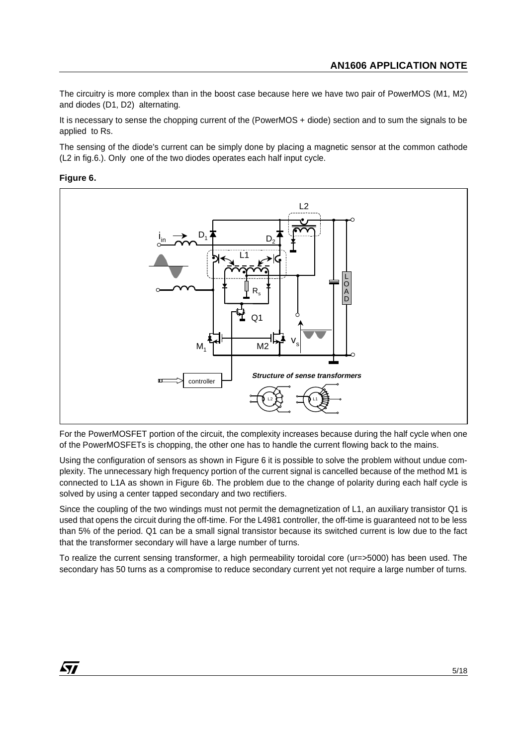The circuitry is more complex than in the boost case because here we have two pair of PowerMOS (M1, M2) and diodes (D1, D2) alternating.

It is necessary to sense the chopping current of the (PowerMOS + diode) section and to sum the signals to be applied to Rs.

The sensing of the diode's current can be simply done by placing a magnetic sensor at the common cathode (L2 in fig.6.). Only one of the two diodes operates each half input cycle.

**Figure 6.**

For the PowerMOSFET portion of the circuit, the complexity increases because during the half cycle when one of the PowerMOSFETs is chopping, the other one has to handle the current flowing back to the mains.

Using the configuration of sensors as shown in Figure 6 it is possible to solve the problem without undue complexity. The unnecessary high frequency portion of the current signal is cancelled because of the method M1 is connected to L1A as shown in Figure 6b. The problem due to the change of polarity during each half cycle is solved by using a center tapped secondary and two rectifiers.

Since the coupling of the two windings must not permit the demagnetization of L1, an auxiliary transistor Q1 is used that opens the circuit during the off-time. For the L4981 controller, the off-time is guaranteed not to be less than 5% of the period. Q1 can be a small signal transistor because its switched current is low due to the fact that the transformer secondary will have a large number of turns.

To realize the current sensing transformer, a high permeability toroidal core (ur=>5000) has been used. The secondary has 50 turns as a compromise to reduce secondary current yet not require a large number of turns.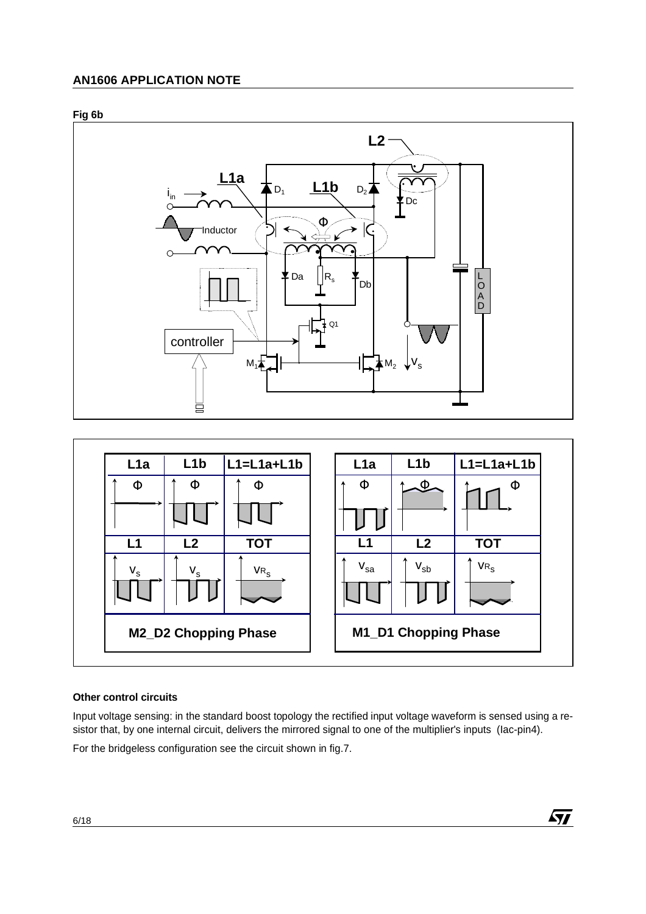Fig 6b

### Other control circuits

Input voltage sensing: in the standard boost topology the rectified input voltage waveform is sensed using a resistor that, by one internal circuit, delivers the mirrored signal to one of the multiplier's inputs (Iac-pin4).

For the bridgeless configuration see the circuit shown in fig.7.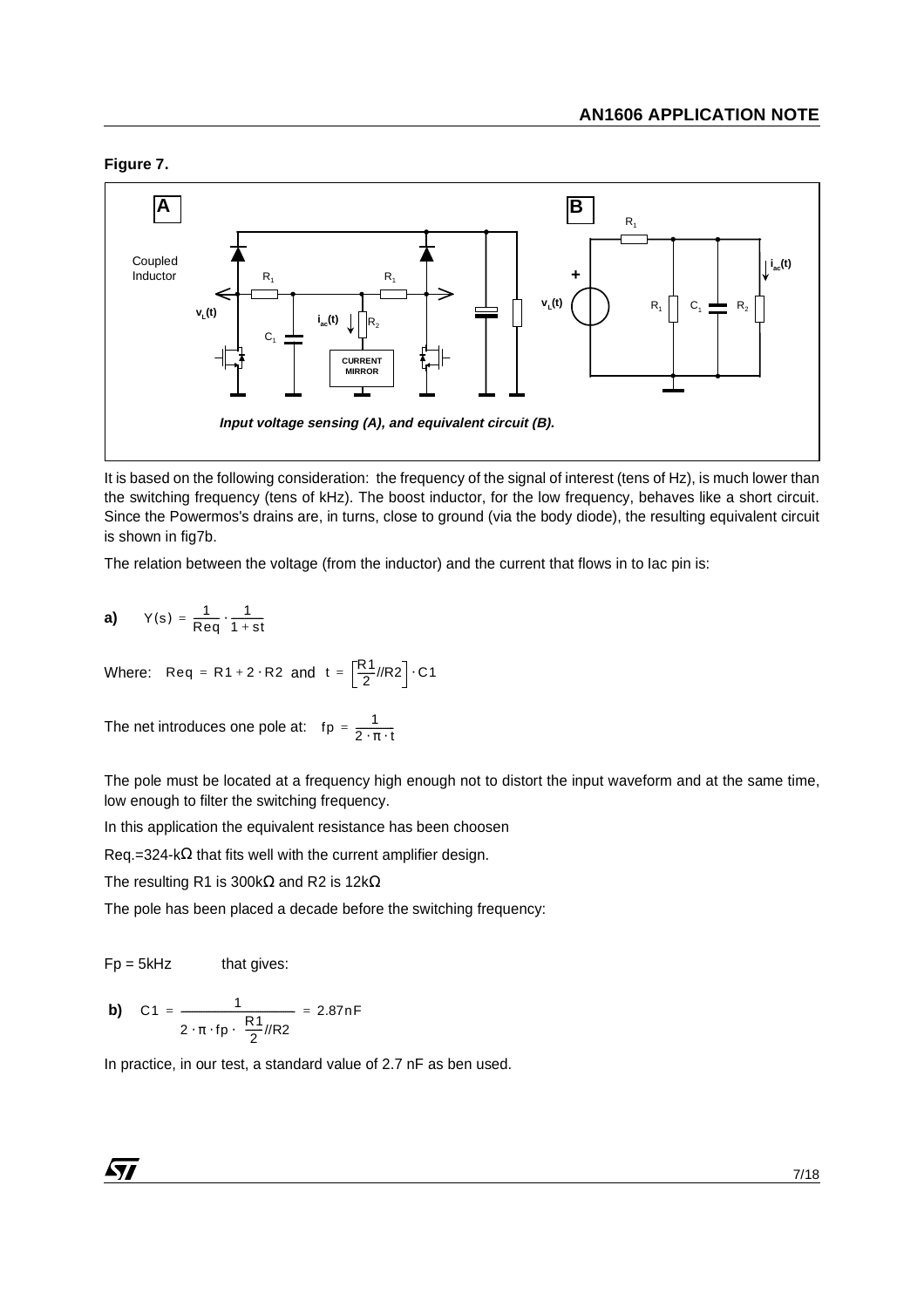**Figure 7.**

*Input voltage sensing (A), and equivalent circuit (B).*

It is based on the following consideration: the frequency of the signal of interest (tens of Hz), is much lower than the switching frequency (tens of kHz). The boost inductor, for the low frequency, behaves like a short circuit. Since the Powermos's drains are, in turns, close to ground (via the body diode), the resulting equivalent circuit is shown in fig7b.

The relation between the voltage (from the inductor) and the current that flows in to Iac pin is:

**a)** $$Y(s) = \frac{1}{Req} \cdot \frac{1}{1 + st}$$

Where: $Req = R1 + 2 \cdot R2$ and $t = \left[\frac{R1}{2} // R2\right] \cdot C1$

The net introduces one pole at: $fp = \frac{1}{2 \cdot \pi \cdot t}$

The pole must be located at a frequency high enough not to distort the input waveform and at the same time, low enough to filter the switching frequency.

In this application the equivalent resistance has been choosen

Req.=324-kΩ that fits well with the current amplifier design.

The resulting R1 is 300kΩ and R2 is 12kΩ

The pole has been placed a decade before the switching frequency:

Fp = 5kHz that gives:

**b)** $$C1 = \frac{1}{2 \cdot \pi \cdot fp \cdot \frac{R1}{2} // R2} = 2.87nF$$

In practice, in our test, a standard value of 2.7 nF as ben used.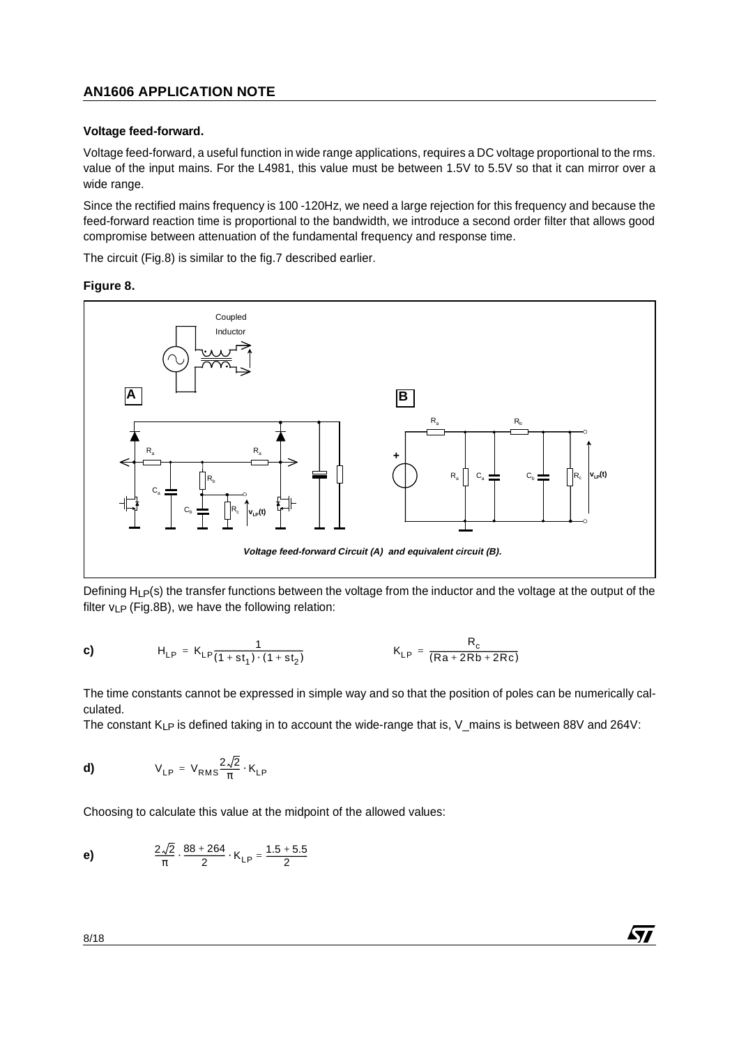### Voltage feed-forward.

Voltage feed-forward, a useful function in wide range applications, requires a DC voltage proportional to the rms. value of the input mains. For the L4981, this value must be between 1.5V to 5.5V so that it can mirror over a wide range.

Since the rectified mains frequency is 100 -120Hz, we need a large rejection for this frequency and because the feed-forward reaction time is proportional to the bandwidth, we introduce a second order filter that allows good compromise between attenuation of the fundamental frequency and response time.

The circuit (Fig.8) is similar to the fig.7 described earlier.

**Figure 8.**

*Voltage feed-forward Circuit (A) and equivalent circuit (B).*

Defining $H_{LP}(s)$ the transfer functions between the voltage from the inductor and the voltage at the output of the filter $v_{LP}$ (Fig.8B), we have the following relation:

**c)** $$H_{LP} = K_{LP}\frac{1}{(1 + st_1) \cdot (1 + st_2)} \qquad K_{LP} = \frac{R_c}{(Ra + 2Rb + 2Rc)}$$

The time constants cannot be expressed in simple way and so that the position of poles can be numerically calculated.

The constant $K_{LP}$ is defined taking in to account the wide-range that is, V_mains is between 88V and 264V:

**d)** $$V_{LP} = V_{RMS}\frac{2\sqrt{2}}{\pi} \cdot K_{LP}$$

Choosing to calculate this value at the midpoint of the allowed values:

**e)** $$\frac{2\sqrt{2}}{\pi} \cdot \frac{88 + 264}{2} \cdot K_{LP} = \frac{1.5 + 5.5}{2}$$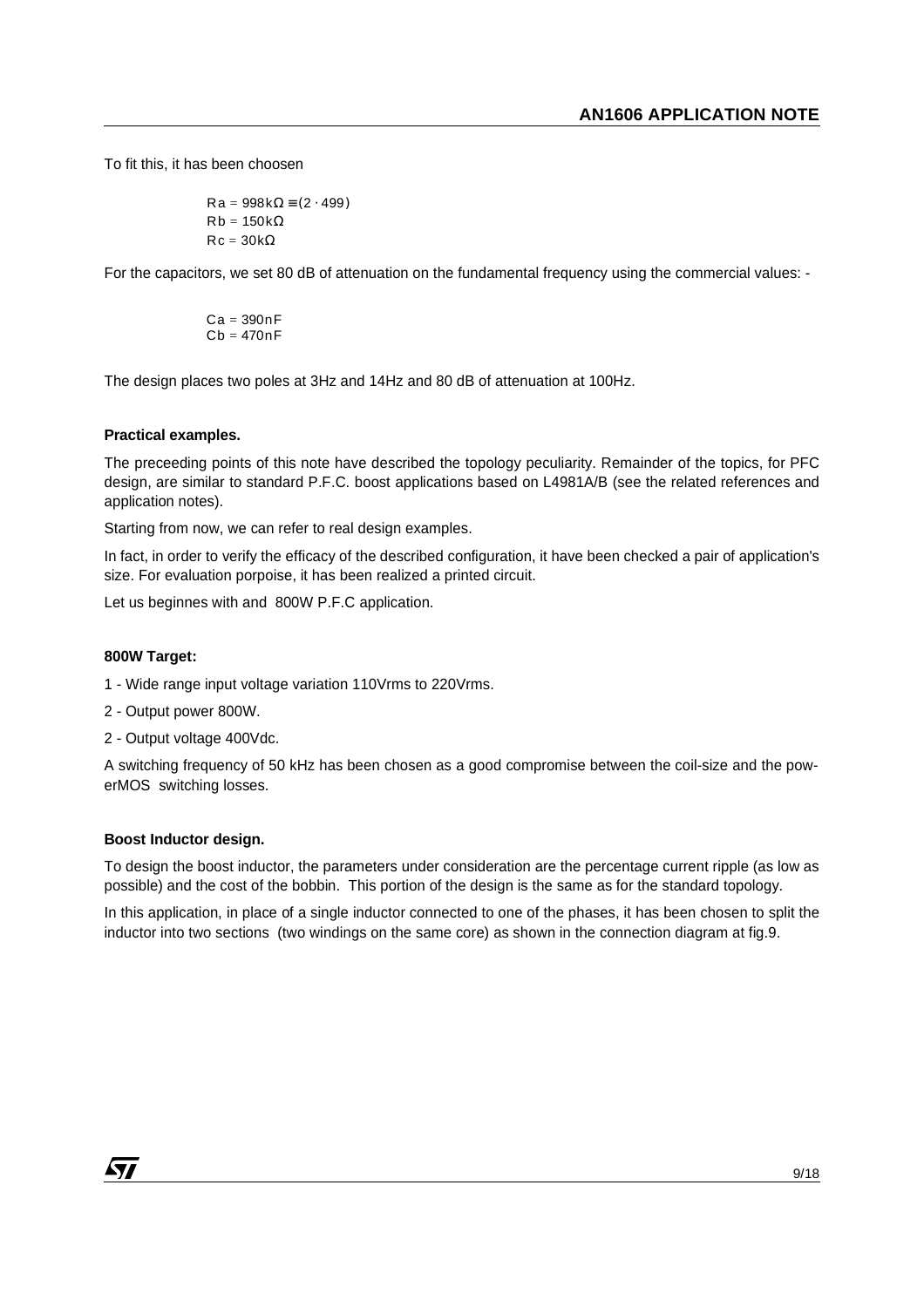To fit this, it has been choosen

$$Ra = 998k\Omega \equiv (2 \cdot 499)$$
$$Rb = 150k\Omega$$
$$Rc = 30k\Omega$$

For the capacitors, we set 80 dB of attenuation on the fundamental frequency using the commercial values: -

$$Ca = 390nF$$
$$Cb = 470nF$$

The design places two poles at 3Hz and 14Hz and 80 dB of attenuation at 100Hz.

**Practical examples.**

The preceeding points of this note have described the topology peculiarity. Remainder of the topics, for PFC design, are similar to standard P.F.C. boost applications based on L4981A/B (see the related references and application notes).

Starting from now, we can refer to real design examples.

In fact, in order to verify the efficacy of the described configuration, it have been checked a pair of application's size. For evaluation porpoise, it has been realized a printed circuit.

Let us beginnes with and 800W P.F.C application.

**800W Target:**

1 - Wide range input voltage variation 110Vrms to 220Vrms.

2 - Output power 800W.

2 - Output voltage 400Vdc.

A switching frequency of 50 kHz has been chosen as a good compromise between the coil-size and the powerMOS switching losses.

**Boost Inductor design.**

To design the boost inductor, the parameters under consideration are the percentage current ripple (as low as possible) and the cost of the bobbin. This portion of the design is the same as for the standard topology.

In this application, in place of a single inductor connected to one of the phases, it has been chosen to split the inductor into two sections (two windings on the same core) as shown in the connection diagram at fig.9.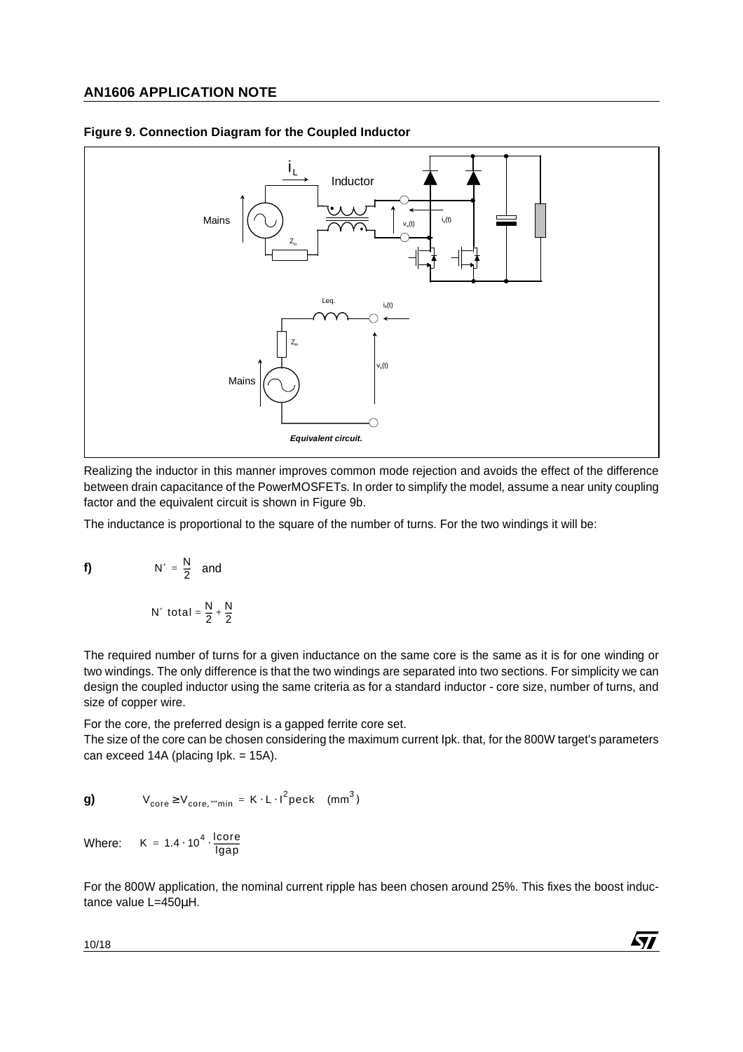**Figure 9. Connection Diagram for the Coupled Inductor**

*Equivalent circuit.*

Realizing the inductor in this manner improves common mode rejection and avoids the effect of the difference between drain capacitance of the PowerMOSFETs. In order to simplify the model, assume a near unity coupling factor and the equivalent circuit is shown in Figure 9b.

The inductance is proportional to the square of the number of turns. For the two windings it will be:

**f)** $N' = \frac{N}{2}$ and

$$N' \text{ total} = \frac{N}{2} + \frac{N}{2}$$

The required number of turns for a given inductance on the same core is the same as it is for one winding or two windings. The only difference is that the two windings are separated into two sections. For simplicity we can design the coupled inductor using the same criteria as for a standard inductor - core size, number of turns, and size of copper wire.

For the core, the preferred design is a gapped ferrite core set.
The size of the core can be chosen considering the maximum current Ipk. that, for the 800W target's parameters can exceed 14A (placing Ipk. = 15A).

**g)** $V_{core} \geq V_{core,\,min} = K \cdot L \cdot I^2 peck \quad (mm^3)$

Where: $K = 1.4 \cdot 10^4 \cdot \frac{lcore}{lgap}$

For the 800W application, the nominal current ripple has been chosen around 25%. This fixes the boost inductance value L=450µH.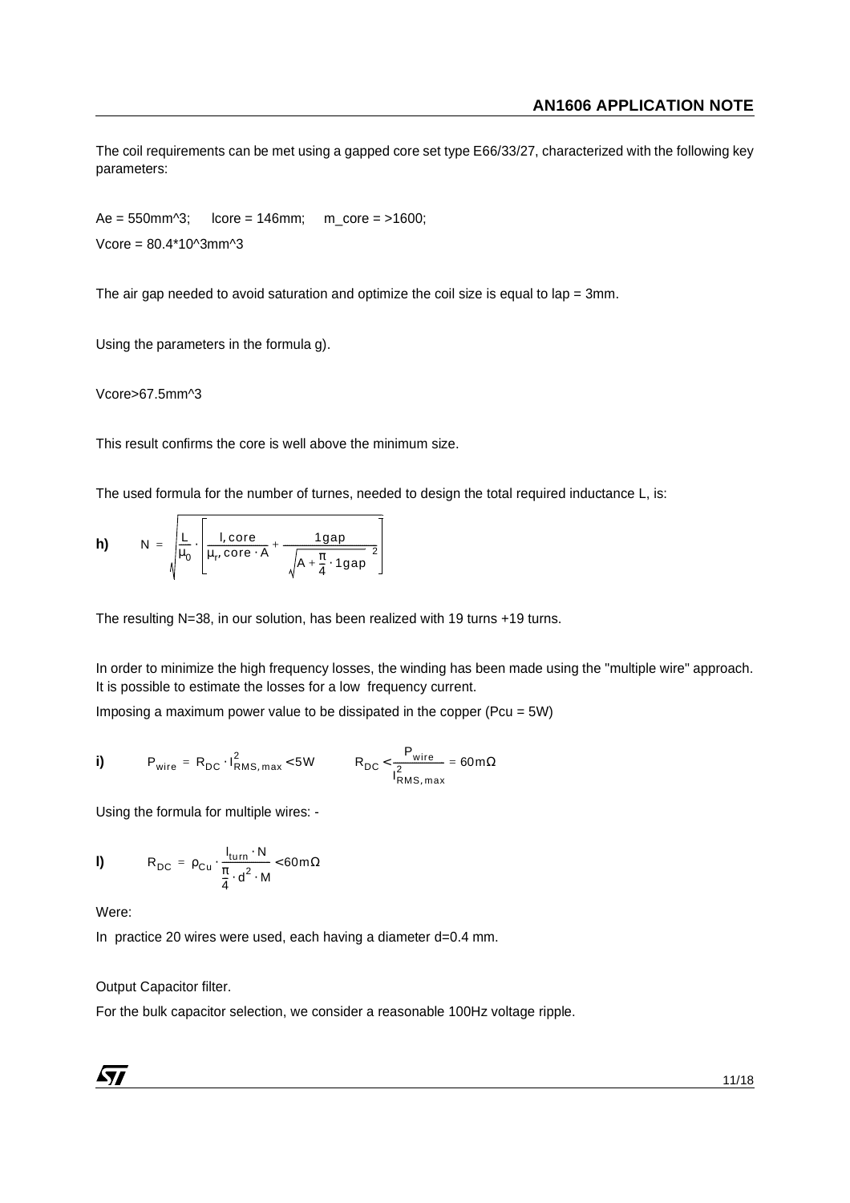The coil requirements can be met using a gapped core set type E66/33/27, characterized with the following key parameters:

Ae = 550mm^3;  lcore = 146mm;  m_core = >1600;

Vcore = 80.4*10^3mm^3

The air gap needed to avoid saturation and optimize the coil size is equal to lap = 3mm.

Using the parameters in the formula g).

Vcore>67.5mm^3

This result confirms the core is well above the minimum size.

The used formula for the number of turnes, needed to design the total required inductance L, is:

**h)**

$$N = \sqrt{\frac{L}{\mu_0} \cdot \left[ \frac{l,core}{\mu_r, core \cdot A} + \frac{1gap}{\sqrt{A + \frac{\pi}{4} \cdot 1gap}^{\,2}} \right]}$$

The resulting N=38, in our solution, has been realized with 19 turns +19 turns.

In order to minimize the high frequency losses, the winding has been made using the "multiple wire" approach. It is possible to estimate the losses for a low frequency current.

Imposing a maximum power value to be dissipated in the copper (Pcu = 5W)

**i)**

$$P_{wire} = R_{DC} \cdot I^2_{RMS, max} < 5W \qquad R_{DC} < \frac{P_{wire}}{I^2_{RMS, max}} = 60m\Omega$$

Using the formula for multiple wires: -

**l)**

$$R_{DC} = \rho_{Cu} \cdot \frac{l_{turn} \cdot N}{\frac{\pi}{4} \cdot d^2 \cdot M} < 60m\Omega$$

Were:

In practice 20 wires were used, each having a diameter d=0.4 mm.

Output Capacitor filter.

For the bulk capacitor selection, we consider a reasonable 100Hz voltage ripple.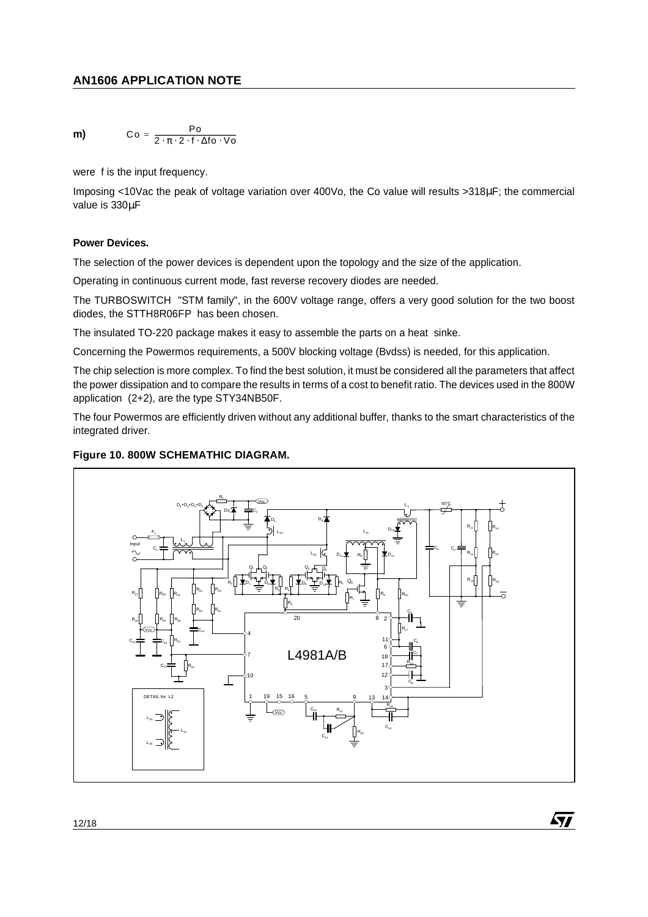**m)** $$Co = \frac{Po}{2 \cdot \pi \cdot 2 \cdot f \cdot \Delta fo \cdot Vo}$$

were f is the input frequency.

Imposing <10Vac the peak of voltage variation over 400Vo, the Co value will results >318µF; the commercial value is 330µF

**Power Devices.**

The selection of the power devices is dependent upon the topology and the size of the application.

Operating in continuous current mode, fast reverse recovery diodes are needed.

The TURBOSWITCH "STM family", in the 600V voltage range, offers a very good solution for the two boost diodes, the STTH8R06FP has been chosen.

The insulated TO-220 package makes it easy to assemble the parts on a heat sinke.

Concerning the Powermos requirements, a 500V blocking voltage (Bvdss) is needed, for this application.

The chip selection is more complex. To find the best solution, it must be considered all the parameters that affect the power dissipation and to compare the results in terms of a cost to benefit ratio. The devices used in the 800W application (2+2), are the type STY34NB50F.

The four Powermos are efficiently driven without any additional buffer, thanks to the smart characteristics of the integrated driver.

**Figure 10. 800W SCHEMATHIC DIAGRAM.**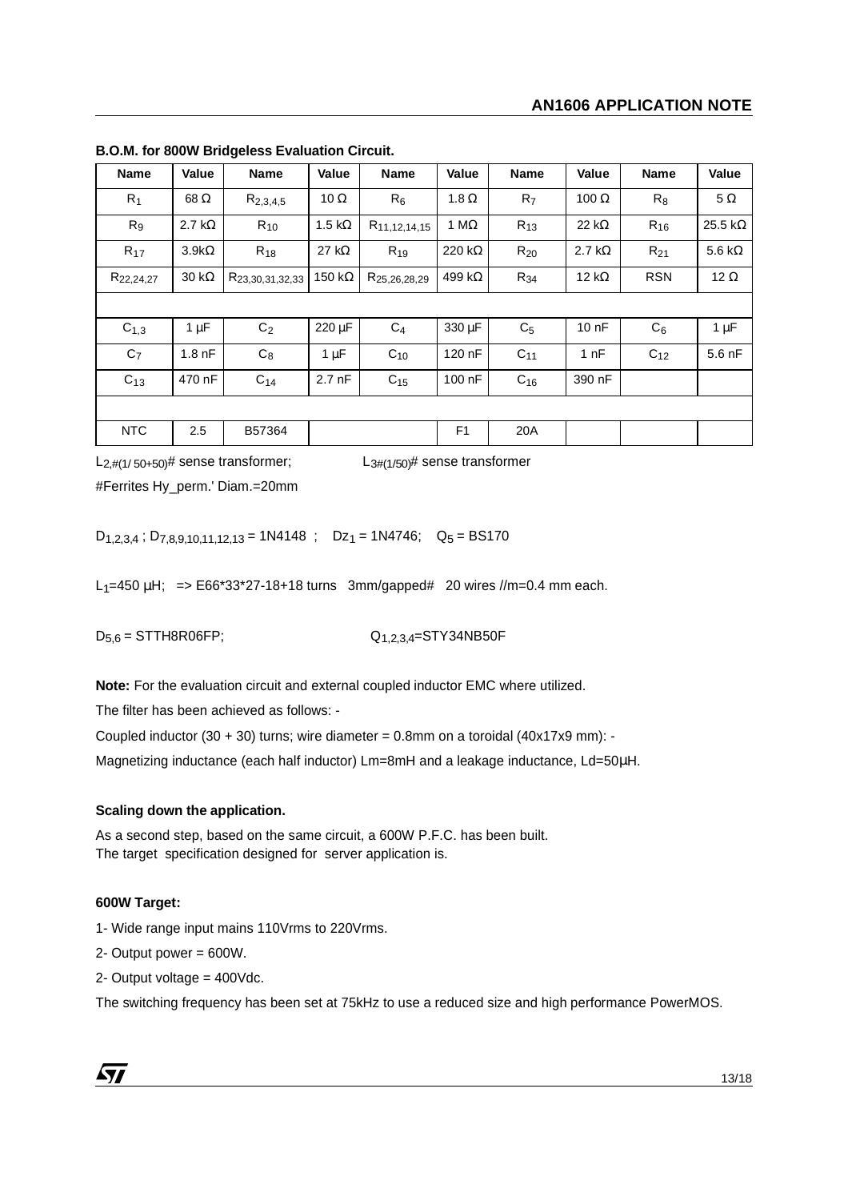**B.O.M. for 800W Bridgeless Evaluation Circuit.**

| Name | Value | Name | Value | Name | Value | Name | Value | Name | Value |
|---|---|---|---|---|---|---|---|---|---|
| $R_1$ | 68 Ω | $R_{2,3,4,5}$ | 10 Ω | $R_6$ | 1.8 Ω | $R_7$ | 100 Ω | $R_8$ | 5 Ω |
| $R_9$ | 2.7 kΩ | $R_{10}$ | 1.5 kΩ | $R_{11,12,14,15}$ | 1 MΩ | $R_{13}$ | 22 kΩ | $R_{16}$ | 25.5 kΩ |
| $R_{17}$ | 3.9kΩ | $R_{18}$ | 27 kΩ | $R_{19}$ | 220 kΩ | $R_{20}$ | 2.7 kΩ | $R_{21}$ | 5.6 kΩ |
| $R_{22,24,27}$ | 30 kΩ | $R_{23,30,31,32,33}$ | 150 kΩ | $R_{25,26,28,29}$ | 499 kΩ | $R_{34}$ | 12 kΩ | RSN | 12 Ω |
| | | | | | | | | | |
| $C_{1,3}$ | 1 µF | $C_2$ | 220 µF | $C_4$ | 330 µF | $C_5$ | 10 nF | $C_6$ | 1 µF |
| $C_7$ | 1.8 nF | $C_8$ | 1 µF | $C_{10}$ | 120 nF | $C_{11}$ | 1 nF | $C_{12}$ | 5.6 nF |
| $C_{13}$ | 470 nF | $C_{14}$ | 2.7 nF | $C_{15}$ | 100 nF | $C_{16}$ | 390 nF | | |
| | | | | | | | | | |
| NTC | 2.5 | B57364 | | | F1 | 20A | | | |

$L_{2,\#(1/50+50)}$# sense transformer; $L_{3\#(1/50)}$# sense transformer

#Ferrites Hy_perm.' Diam.=20mm

$D_{1,2,3,4}$ ; $D_{7,8,9,10,11,12,13}$ = 1N4148 ; $Dz_1$ = 1N4746; $Q_5$ = BS170

$L_1$=450 µH; => E66*33*27-18+18 turns 3mm/gapped# 20 wires //m=0.4 mm each.

$D_{5,6}$ = STTH8R06FP; $Q_{1,2,3,4}$=STY34NB50F

**Note:** For the evaluation circuit and external coupled inductor EMC where utilized.

The filter has been achieved as follows: -

Coupled inductor (30 + 30) turns; wire diameter = 0.8mm on a toroidal (40x17x9 mm): -

Magnetizing inductance (each half inductor) Lm=8mH and a leakage inductance, Ld=50µH.

**Scaling down the application.**

As a second step, based on the same circuit, a 600W P.F.C. has been built.
The target specification designed for server application is.

**600W Target:**

1- Wide range input mains 110Vrms to 220Vrms.

2- Output power = 600W.

2- Output voltage = 400Vdc.

The switching frequency has been set at 75kHz to use a reduced size and high performance PowerMOS.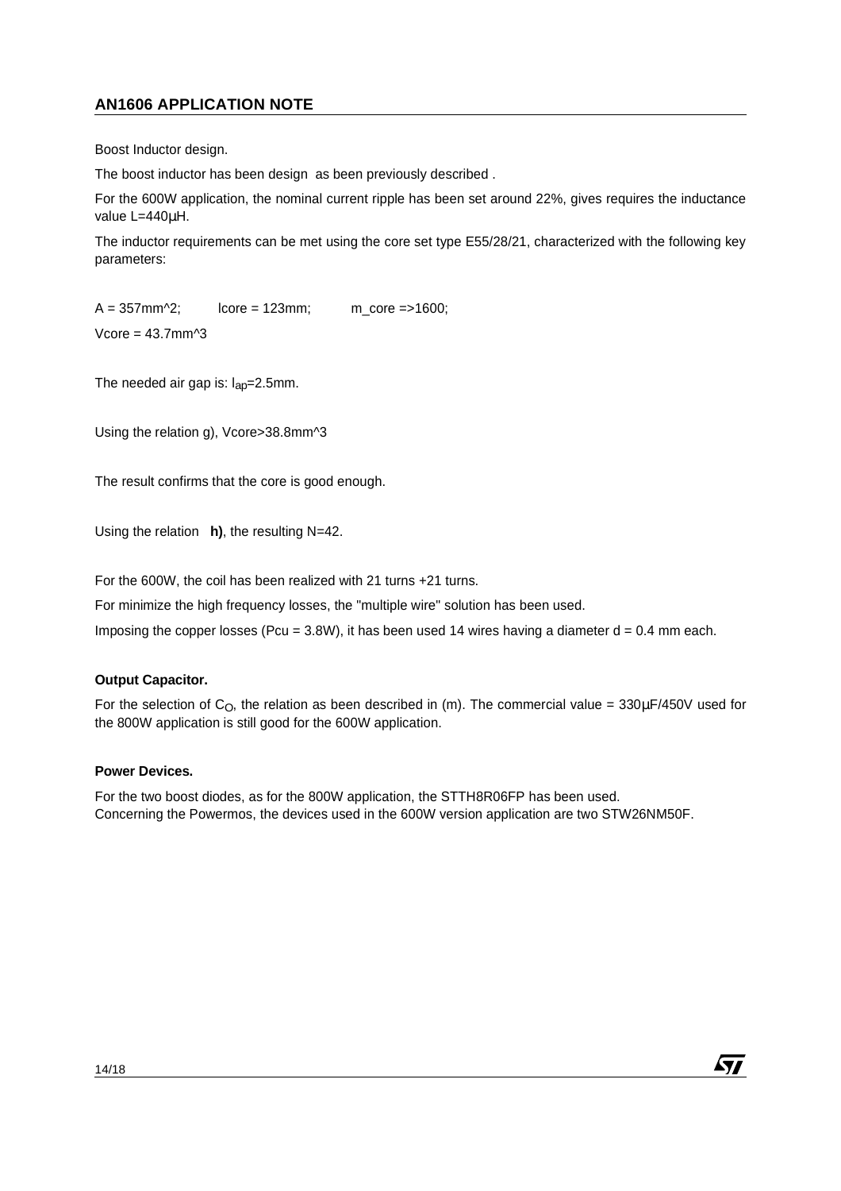Boost Inductor design.

The boost inductor has been design  as been previously described .

For the 600W application, the nominal current ripple has been set around 22%, gives requires the inductance value L=440µH.

The inductor requirements can be met using the core set type E55/28/21, characterized with the following key parameters:

A = 357mm^2;  lcore = 123mm;  m_core =>1600;

Vcore = 43.7mm^3

The needed air gap is: $l_{ap}$=2.5mm.

Using the relation g), Vcore>38.8mm^3

The result confirms that the core is good enough.

Using the relation **h)**, the resulting N=42.

For the 600W, the coil has been realized with 21 turns +21 turns.

For minimize the high frequency losses, the "multiple wire" solution has been used.

Imposing the copper losses (Pcu = 3.8W), it has been used 14 wires having a diameter d = 0.4 mm each.

#### Output Capacitor.

For the selection of $C_O$, the relation as been described in (m). The commercial value = 330µF/450V used for the 800W application is still good for the 600W application.

#### Power Devices.

For the two boost diodes, as for the 800W application, the STTH8R06FP has been used.
Concerning the Powermos, the devices used in the 600W version application are two STW26NM50F.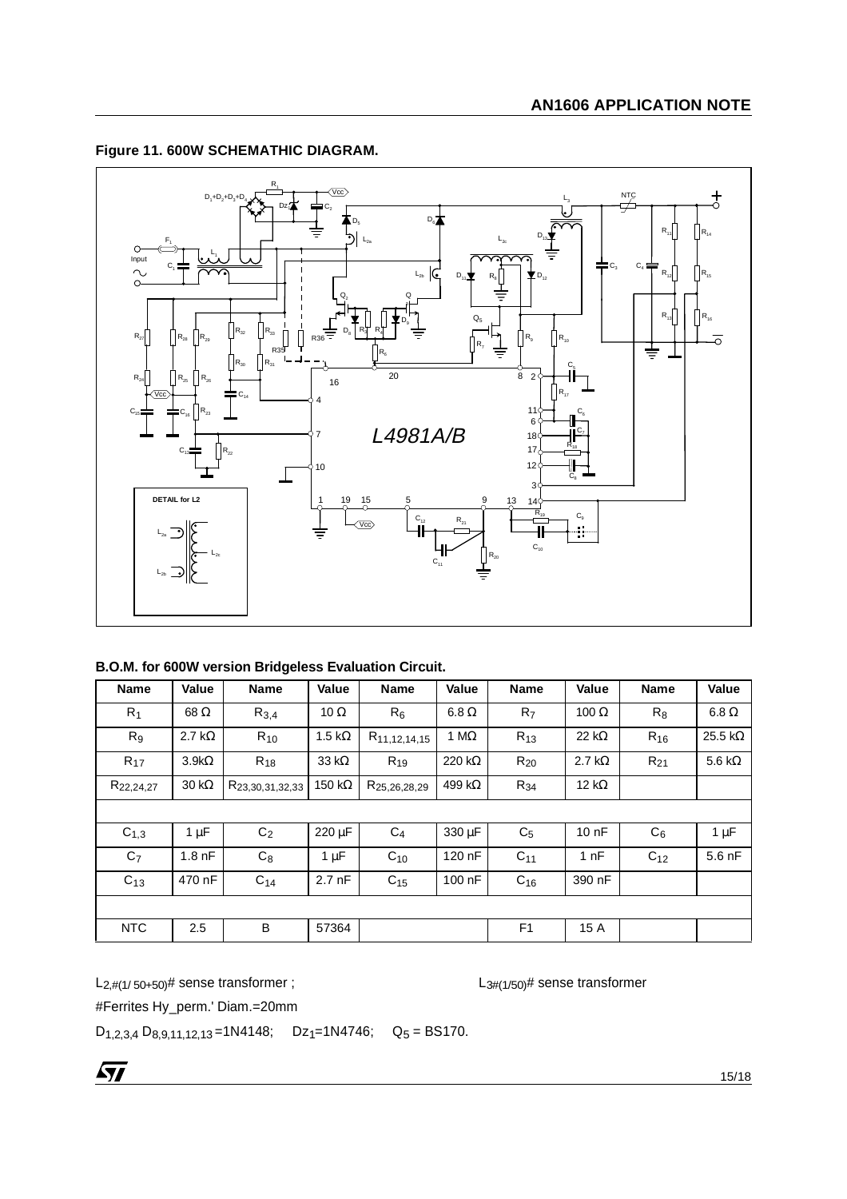**Figure 11. 600W SCHEMATHIC DIAGRAM.**

**B.O.M. for 600W version Bridgeless Evaluation Circuit.**

| Name | Value | Name | Value | Name | Value | Name | Value | Name | Value |
|---|---|---|---|---|---|---|---|---|---|
| $R_1$ | 68 Ω | $R_{3,4}$ | 10 Ω | $R_6$ | 6.8 Ω | $R_7$ | 100 Ω | $R_8$ | 6.8 Ω |
| $R_9$ | 2.7 kΩ | $R_{10}$ | 1.5 kΩ | $R_{11,12,14,15}$ | 1 MΩ | $R_{13}$ | 22 kΩ | $R_{16}$ | 25.5 kΩ |
| $R_{17}$ | 3.9kΩ | $R_{18}$ | 33 kΩ | $R_{19}$ | 220 kΩ | $R_{20}$ | 2.7 kΩ | $R_{21}$ | 5.6 kΩ |
| $R_{22,24,27}$ | 30 kΩ | $R_{23,30,31,32,33}$ | 150 kΩ | $R_{25,26,28,29}$ | 499 kΩ | $R_{34}$ | 12 kΩ | | |
| | | | | | | | | | |
| $C_{1,3}$ | 1 µF | $C_2$ | 220 µF | $C_4$ | 330 µF | $C_5$ | 10 nF | $C_6$ | 1 µF |
| $C_7$ | 1.8 nF | $C_8$ | 1 µF | $C_{10}$ | 120 nF | $C_{11}$ | 1 nF | $C_{12}$ | 5.6 nF |
| $C_{13}$ | 470 nF | $C_{14}$ | 2.7 nF | $C_{15}$ | 100 nF | $C_{16}$ | 390 nF | | |
| | | | | | | | | | |
| NTC | 2.5 | B | 57364 | | | F1 | 15 A | | |

$L_{2,\#(1/50+50)}$# sense transformer ; $L_{3\#(1/50)}$# sense transformer

#Ferrites Hy_perm.' Diam.=20mm

$D_{1,2,3,4}$ $D_{8,9,11,12,13}$ =1N4148; $Dz_1$=1N4746; $Q_5$ = BS170.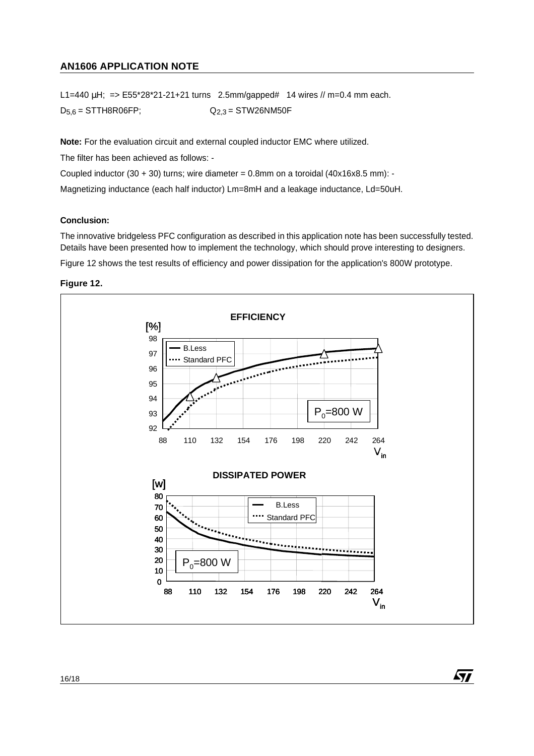L1=440 µH; => E55*28*21-21+21 turns 2.5mm/gapped# 14 wires // m=0.4 mm each.

$D_{5,6}$ = STTH8R06FP; $Q_{2,3}$ = STW26NM50F

**Note:** For the evaluation circuit and external coupled inductor EMC where utilized.

The filter has been achieved as follows: -

Coupled inductor (30 + 30) turns; wire diameter = 0.8mm on a toroidal (40x16x8.5 mm): -

Magnetizing inductance (each half inductor) Lm=8mH and a leakage inductance, Ld=50uH.

**Conclusion:**

The innovative bridgeless PFC configuration as described in this application note has been successfully tested. Details have been presented how to implement the technology, which should prove interesting to designers.

Figure 12 shows the test results of efficiency and power dissipation for the application's 800W prototype.

**Figure 12.**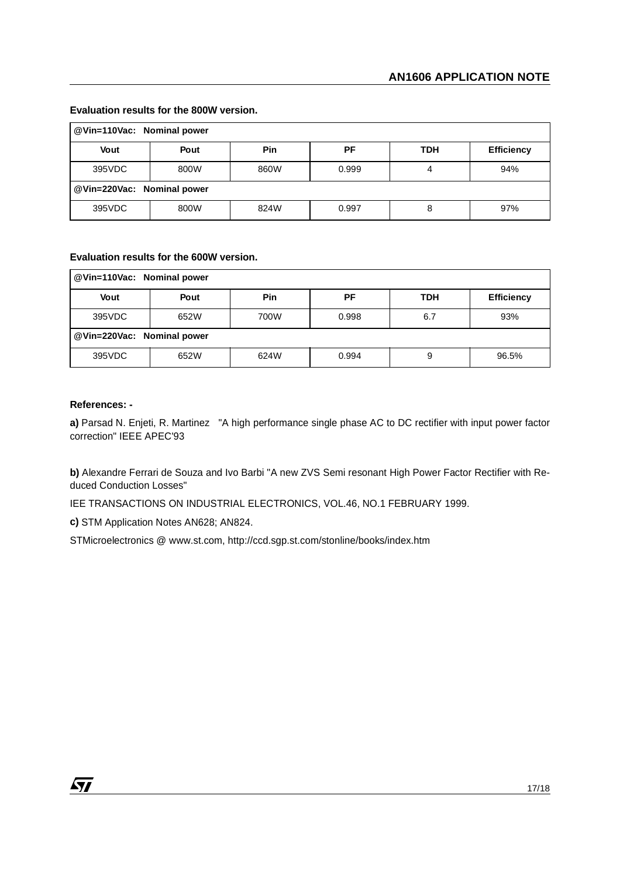**Evaluation results for the 800W version.**

| @Vin=110Vac: Nominal power | | | | | |
|---|---|---|---|---|---|
| **Vout** | **Pout** | **Pin** | **PF** | **TDH** | **Efficiency** |
| 395VDC | 800W | 860W | 0.999 | 4 | 94% |
| **@Vin=220Vac: Nominal power** | | | | | |
| 395VDC | 800W | 824W | 0.997 | 8 | 97% |

**Evaluation results for the 600W version.**

| @Vin=110Vac: Nominal power | | | | | |
|---|---|---|---|---|---|
| **Vout** | **Pout** | **Pin** | **PF** | **TDH** | **Efficiency** |
| 395VDC | 652W | 700W | 0.998 | 6.7 | 93% |
| **@Vin=220Vac: Nominal power** | | | | | |
| 395VDC | 652W | 624W | 0.994 | 9 | 96.5% |

**References: -**

**a)** Parsad N. Enjeti, R. Martinez "A high performance single phase AC to DC rectifier with input power factor correction" IEEE APEC'93

**b)** Alexandre Ferrari de Souza and Ivo Barbi "A new ZVS Semi resonant High Power Factor Rectifier with Reduced Conduction Losses"

IEE TRANSACTIONS ON INDUSTRIAL ELECTRONICS, VOL.46, NO.1 FEBRUARY 1999.

**c)** STM Application Notes AN628; AN824.

STMicroelectronics @ www.st.com, http://ccd.sgp.st.com/stonline/books/index.htm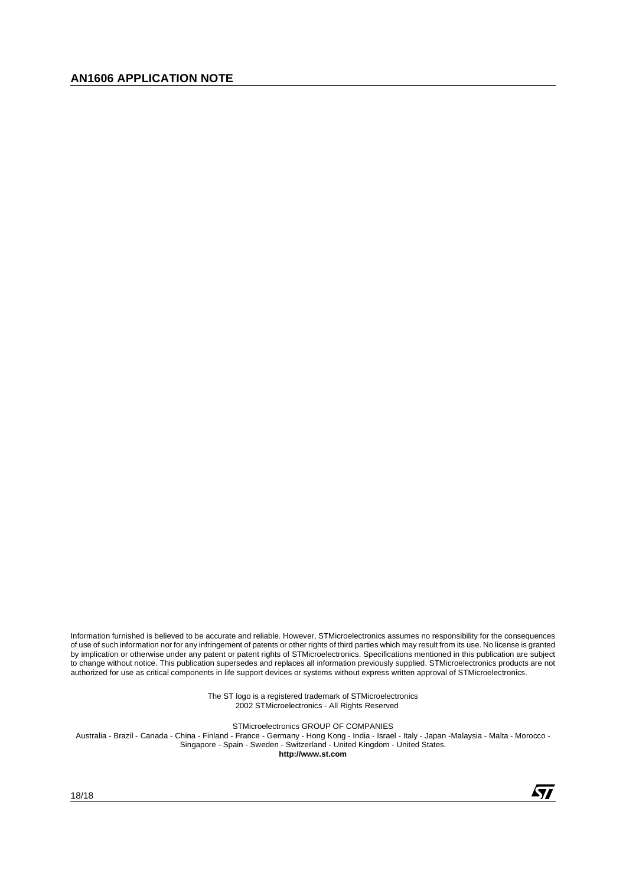Information furnished is believed to be accurate and reliable. However, STMicroelectronics assumes no responsibility for the consequences of use of such information nor for any infringement of patents or other rights of third parties which may result from its use. No license is granted by implication or otherwise under any patent or patent rights of STMicroelectronics. Specifications mentioned in this publication are subject to change without notice. This publication supersedes and replaces all information previously supplied. STMicroelectronics products are not authorized for use as critical components in life support devices or systems without express written approval of STMicroelectronics.

The ST logo is a registered trademark of STMicroelectronics
2002 STMicroelectronics - All Rights Reserved

STMicroelectronics GROUP OF COMPANIES
Australia - Brazil - Canada - China - Finland - France - Germany - Hong Kong - India - Israel - Italy - Japan -Malaysia - Malta - Morocco - Singapore - Spain - Sweden - Switzerland - United Kingdom - United States.
**http://www.st.com**